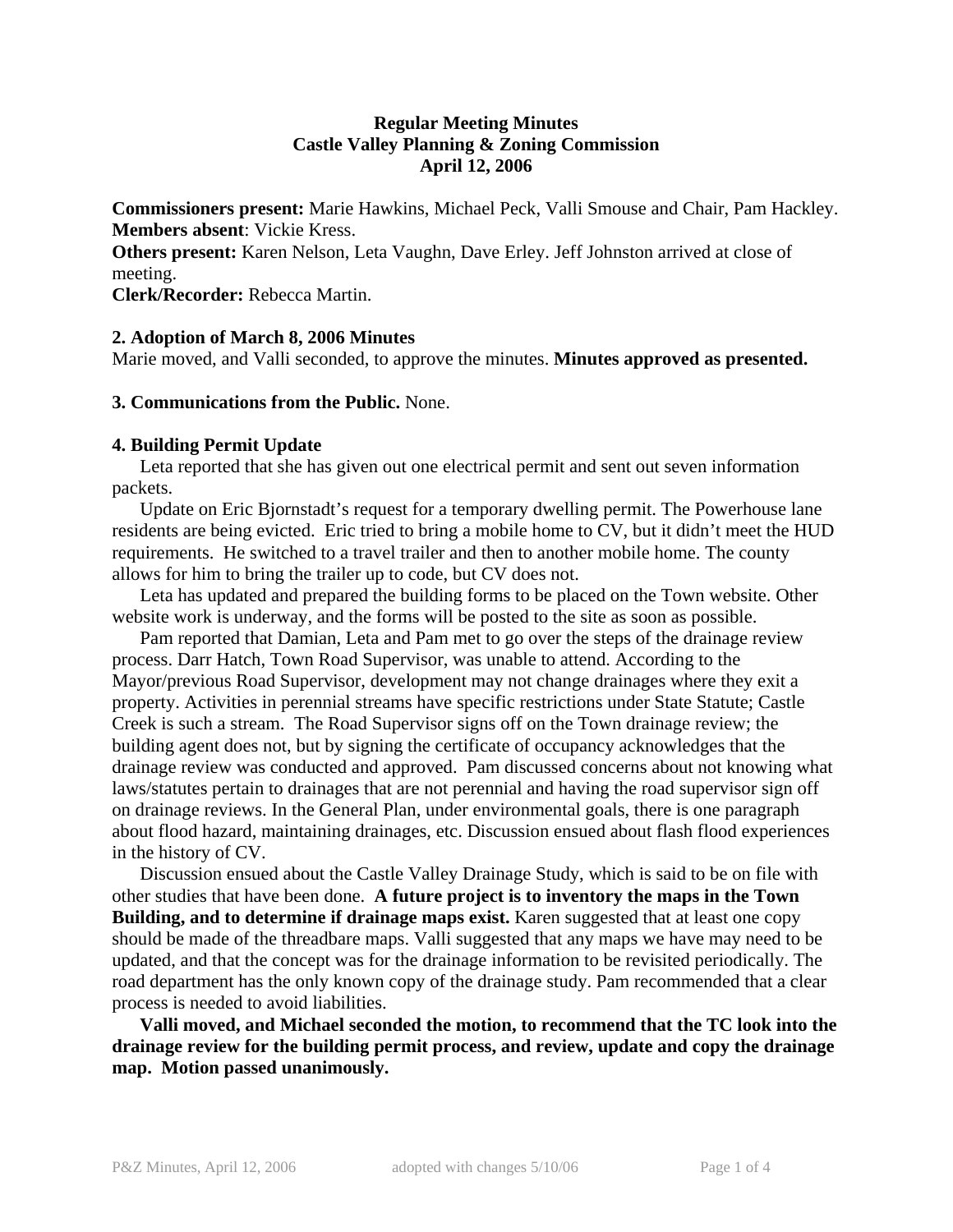# Regular Meeting Minutes
## Castle Valley Planning & Zoning Commission
## April 12, 2006

**Commissioners present:** Marie Hawkins, Michael Peck, Valli Smouse and Chair, Pam Hackley.
**Members absent**: Vickie Kress.
**Others present:** Karen Nelson, Leta Vaughn, Dave Erley. Jeff Johnston arrived at close of meeting.
**Clerk/Recorder:** Rebecca Martin.

**2. Adoption of March 8, 2006 Minutes**
Marie moved, and Valli seconded, to approve the minutes. **Minutes approved as presented.**

**3. Communications from the Public.** None.

**4. Building Permit Update**

Leta reported that she has given out one electrical permit and sent out seven information packets.

Update on Eric Bjornstadt's request for a temporary dwelling permit. The Powerhouse lane residents are being evicted. Eric tried to bring a mobile home to CV, but it didn't meet the HUD requirements. He switched to a travel trailer and then to another mobile home. The county allows for him to bring the trailer up to code, but CV does not.

Leta has updated and prepared the building forms to be placed on the Town website. Other website work is underway, and the forms will be posted to the site as soon as possible.

Pam reported that Damian, Leta and Pam met to go over the steps of the drainage review process. Darr Hatch, Town Road Supervisor, was unable to attend. According to the Mayor/previous Road Supervisor, development may not change drainages where they exit a property. Activities in perennial streams have specific restrictions under State Statute; Castle Creek is such a stream. The Road Supervisor signs off on the Town drainage review; the building agent does not, but by signing the certificate of occupancy acknowledges that the drainage review was conducted and approved. Pam discussed concerns about not knowing what laws/statutes pertain to drainages that are not perennial and having the road supervisor sign off on drainage reviews. In the General Plan, under environmental goals, there is one paragraph about flood hazard, maintaining drainages, etc. Discussion ensued about flash flood experiences in the history of CV.

Discussion ensued about the Castle Valley Drainage Study, which is said to be on file with other studies that have been done. **A future project is to inventory the maps in the Town Building, and to determine if drainage maps exist.** Karen suggested that at least one copy should be made of the threadbare maps. Valli suggested that any maps we have may need to be updated, and that the concept was for the drainage information to be revisited periodically. The road department has the only known copy of the drainage study. Pam recommended that a clear process is needed to avoid liabilities.

**Valli moved, and Michael seconded the motion, to recommend that the TC look into the drainage review for the building permit process, and review, update and copy the drainage map. Motion passed unanimously.**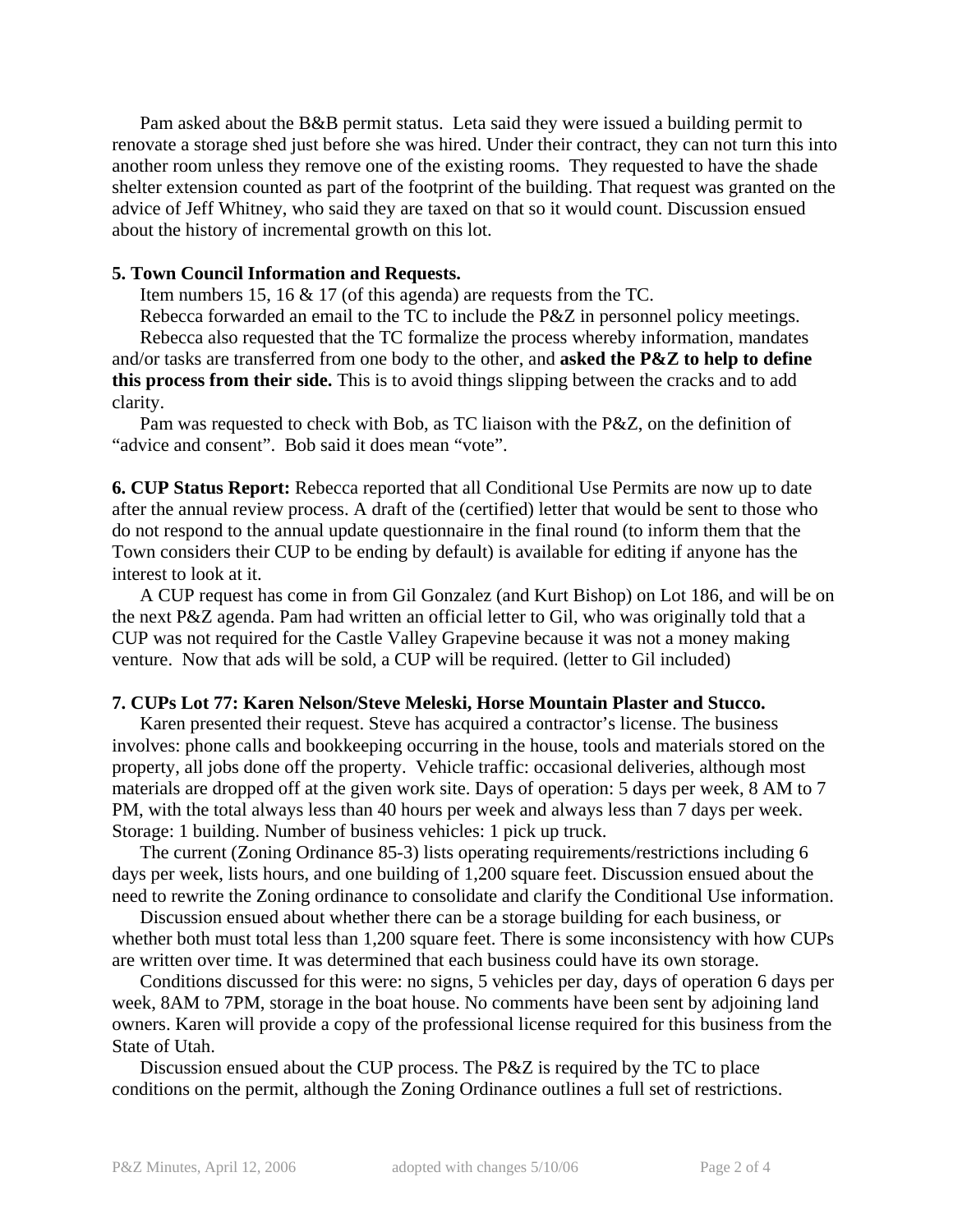Pam asked about the B&B permit status. Leta said they were issued a building permit to renovate a storage shed just before she was hired. Under their contract, they can not turn this into another room unless they remove one of the existing rooms. They requested to have the shade shelter extension counted as part of the footprint of the building. That request was granted on the advice of Jeff Whitney, who said they are taxed on that so it would count. Discussion ensued about the history of incremental growth on this lot.

**5. Town Council Information and Requests.**

Item numbers 15, 16 & 17 (of this agenda) are requests from the TC.

Rebecca forwarded an email to the TC to include the P&Z in personnel policy meetings.

Rebecca also requested that the TC formalize the process whereby information, mandates and/or tasks are transferred from one body to the other, and **asked the P&Z to help to define this process from their side.** This is to avoid things slipping between the cracks and to add clarity.

Pam was requested to check with Bob, as TC liaison with the P&Z, on the definition of "advice and consent". Bob said it does mean "vote".

**6. CUP Status Report:** Rebecca reported that all Conditional Use Permits are now up to date after the annual review process. A draft of the (certified) letter that would be sent to those who do not respond to the annual update questionnaire in the final round (to inform them that the Town considers their CUP to be ending by default) is available for editing if anyone has the interest to look at it.

A CUP request has come in from Gil Gonzalez (and Kurt Bishop) on Lot 186, and will be on the next P&Z agenda. Pam had written an official letter to Gil, who was originally told that a CUP was not required for the Castle Valley Grapevine because it was not a money making venture. Now that ads will be sold, a CUP will be required. (letter to Gil included)

**7. CUPs Lot 77: Karen Nelson/Steve Meleski, Horse Mountain Plaster and Stucco.**

Karen presented their request. Steve has acquired a contractor's license. The business involves: phone calls and bookkeeping occurring in the house, tools and materials stored on the property, all jobs done off the property. Vehicle traffic: occasional deliveries, although most materials are dropped off at the given work site. Days of operation: 5 days per week, 8 AM to 7 PM, with the total always less than 40 hours per week and always less than 7 days per week. Storage: 1 building. Number of business vehicles: 1 pick up truck.

The current (Zoning Ordinance 85-3) lists operating requirements/restrictions including 6 days per week, lists hours, and one building of 1,200 square feet. Discussion ensued about the need to rewrite the Zoning ordinance to consolidate and clarify the Conditional Use information.

Discussion ensued about whether there can be a storage building for each business, or whether both must total less than 1,200 square feet. There is some inconsistency with how CUPs are written over time. It was determined that each business could have its own storage.

Conditions discussed for this were: no signs, 5 vehicles per day, days of operation 6 days per week, 8AM to 7PM, storage in the boat house. No comments have been sent by adjoining land owners. Karen will provide a copy of the professional license required for this business from the State of Utah.

Discussion ensued about the CUP process. The P&Z is required by the TC to place conditions on the permit, although the Zoning Ordinance outlines a full set of restrictions.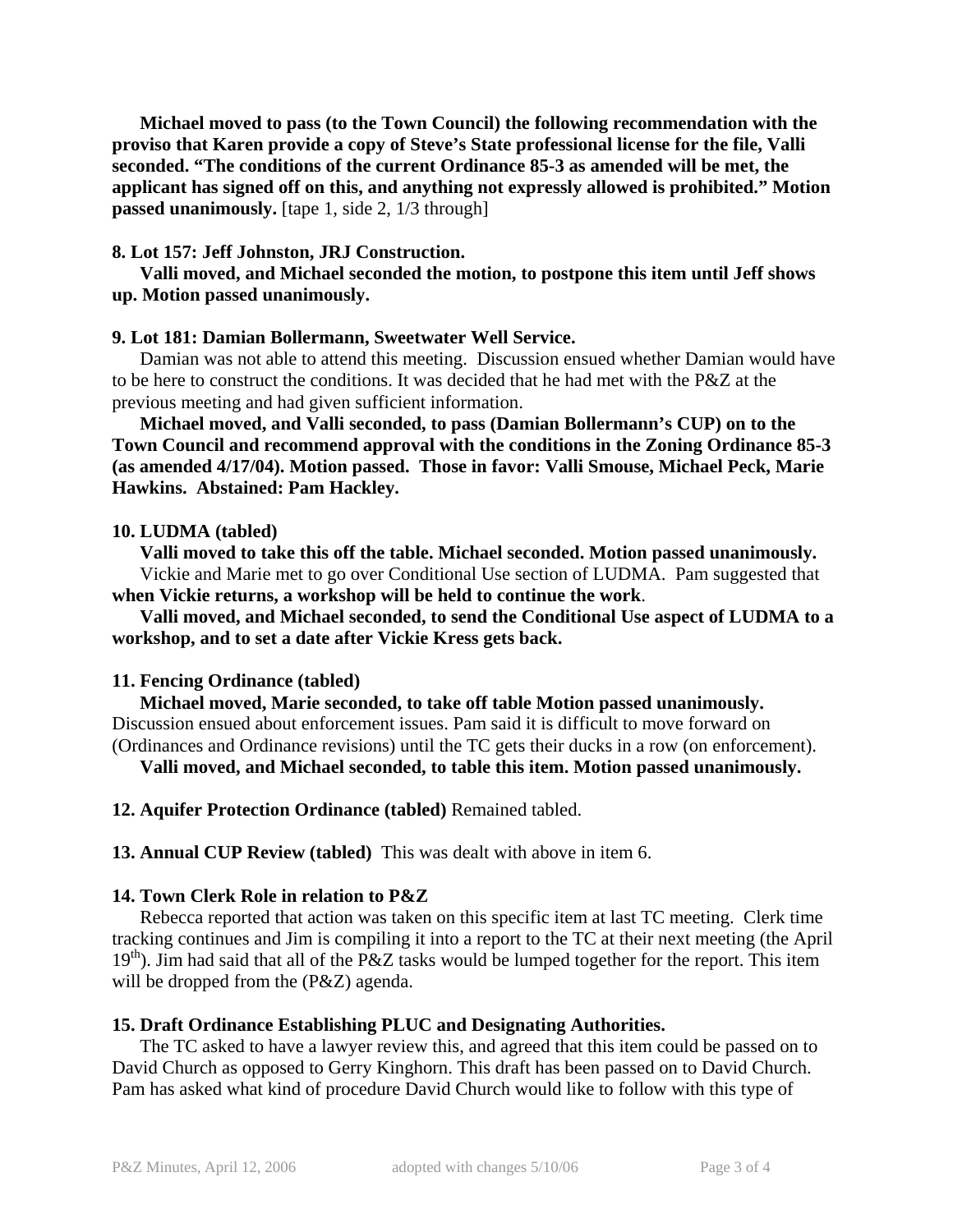**Michael moved to pass (to the Town Council) the following recommendation with the proviso that Karen provide a copy of Steve's State professional license for the file, Valli seconded. "The conditions of the current Ordinance 85-3 as amended will be met, the applicant has signed off on this, and anything not expressly allowed is prohibited." Motion passed unanimously.** [tape 1, side 2, 1/3 through]

**8. Lot 157: Jeff Johnston, JRJ Construction.**

**Valli moved, and Michael seconded the motion, to postpone this item until Jeff shows up. Motion passed unanimously.**

**9. Lot 181: Damian Bollermann, Sweetwater Well Service.**

Damian was not able to attend this meeting. Discussion ensued whether Damian would have to be here to construct the conditions. It was decided that he had met with the P&Z at the previous meeting and had given sufficient information.

**Michael moved, and Valli seconded, to pass (Damian Bollermann's CUP) on to the Town Council and recommend approval with the conditions in the Zoning Ordinance 85-3 (as amended 4/17/04). Motion passed. Those in favor: Valli Smouse, Michael Peck, Marie Hawkins. Abstained: Pam Hackley.**

**10. LUDMA (tabled)**

**Valli moved to take this off the table. Michael seconded. Motion passed unanimously.**

Vickie and Marie met to go over Conditional Use section of LUDMA. Pam suggested that **when Vickie returns, a workshop will be held to continue the work**.

**Valli moved, and Michael seconded, to send the Conditional Use aspect of LUDMA to a workshop, and to set a date after Vickie Kress gets back.**

**11. Fencing Ordinance (tabled)**

**Michael moved, Marie seconded, to take off table Motion passed unanimously.** Discussion ensued about enforcement issues. Pam said it is difficult to move forward on (Ordinances and Ordinance revisions) until the TC gets their ducks in a row (on enforcement).

**Valli moved, and Michael seconded, to table this item. Motion passed unanimously.**

**12. Aquifer Protection Ordinance (tabled)** Remained tabled.

**13. Annual CUP Review (tabled)** This was dealt with above in item 6.

**14. Town Clerk Role in relation to P&Z**

Rebecca reported that action was taken on this specific item at last TC meeting. Clerk time tracking continues and Jim is compiling it into a report to the TC at their next meeting (the April 19th). Jim had said that all of the P&Z tasks would be lumped together for the report. This item will be dropped from the (P&Z) agenda.

**15. Draft Ordinance Establishing PLUC and Designating Authorities.**

The TC asked to have a lawyer review this, and agreed that this item could be passed on to David Church as opposed to Gerry Kinghorn. This draft has been passed on to David Church. Pam has asked what kind of procedure David Church would like to follow with this type of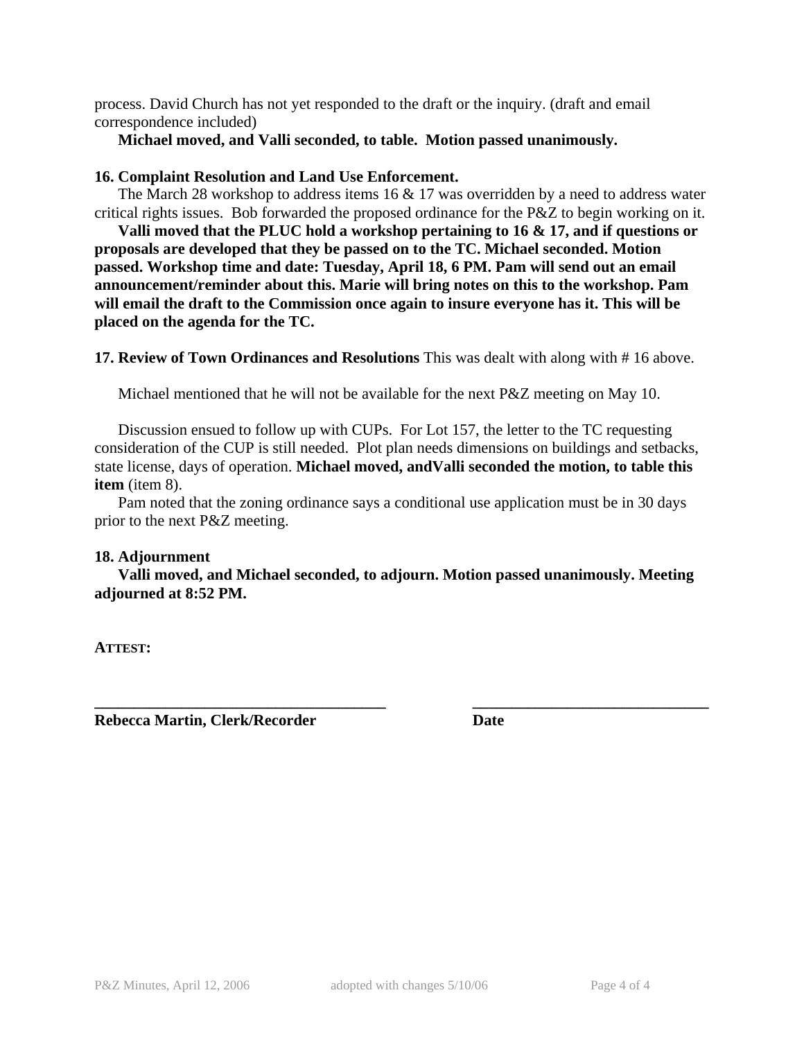process. David Church has not yet responded to the draft or the inquiry. (draft and email correspondence included)

**Michael moved, and Valli seconded, to table. Motion passed unanimously.**

**16. Complaint Resolution and Land Use Enforcement.**

The March 28 workshop to address items 16 & 17 was overridden by a need to address water critical rights issues. Bob forwarded the proposed ordinance for the P&Z to begin working on it.

**Valli moved that the PLUC hold a workshop pertaining to 16 & 17, and if questions or proposals are developed that they be passed on to the TC. Michael seconded. Motion passed. Workshop time and date: Tuesday, April 18, 6 PM. Pam will send out an email announcement/reminder about this. Marie will bring notes on this to the workshop. Pam will email the draft to the Commission once again to insure everyone has it. This will be placed on the agenda for the TC.**

**17. Review of Town Ordinances and Resolutions** This was dealt with along with # 16 above.

Michael mentioned that he will not be available for the next P&Z meeting on May 10.

Discussion ensued to follow up with CUPs. For Lot 157, the letter to the TC requesting consideration of the CUP is still needed. Plot plan needs dimensions on buildings and setbacks, state license, days of operation. **Michael moved, andValli seconded the motion, to table this item** (item 8).

Pam noted that the zoning ordinance says a conditional use application must be in 30 days prior to the next P&Z meeting.

**18. Adjournment**

**Valli moved, and Michael seconded, to adjourn. Motion passed unanimously. Meeting adjourned at 8:52 PM.**

**ATTEST:**

**______________________________________** **______________________________**

**Rebecca Martin, Clerk/Recorder** **Date**

P&Z Minutes, April 12, 2006 adopted with changes 5/10/06